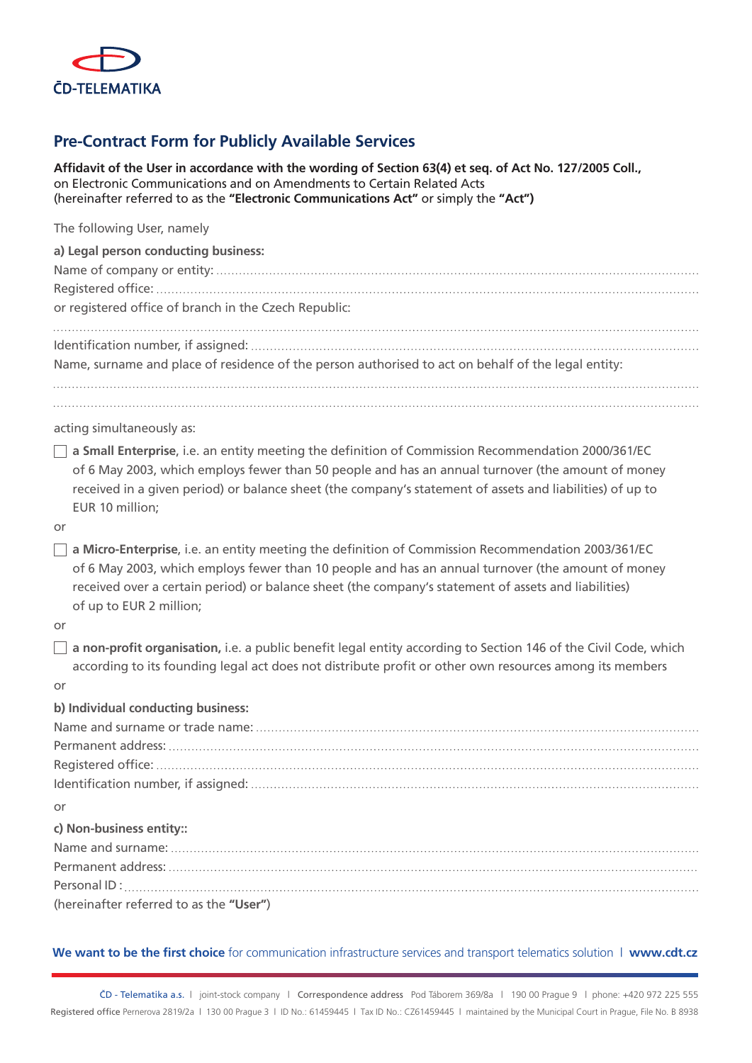ČD-TELEMATIKA

## Pre-Contract Form for Publicly Available Services

**Affidavit of the User in accordance with the wording of Section 63(4) et seq. of Act No. 127/2005 Coll.,** on Electronic Communications and on Amendments to Certain Related Acts (hereinafter referred to as the **"Electronic Communications Act"** or simply the **"Act")**

The following User, namely

**a) Legal person conducting business:**

Name of company or entity: ..........................................................................

Registered office: ..........................................................................

or registered office of branch in the Czech Republic:

..........................................................................

Identification number, if assigned: ..........................................................................

Name, surname and place of residence of the person authorised to act on behalf of the legal entity:

..........................................................................

..........................................................................

acting simultaneously as:

☐ **a Small Enterprise**, i.e. an entity meeting the definition of Commission Recommendation 2000/361/EC of 6 May 2003, which employs fewer than 50 people and has an annual turnover (the amount of money received in a given period) or balance sheet (the company's statement of assets and liabilities) of up to EUR 10 million;

or

☐ **a Micro-Enterprise**, i.e. an entity meeting the definition of Commission Recommendation 2003/361/EC of 6 May 2003, which employs fewer than 10 people and has an annual turnover (the amount of money received over a certain period) or balance sheet (the company's statement of assets and liabilities) of up to EUR 2 million;

or

☐ **a non-profit organisation,** i.e. a public benefit legal entity according to Section 146 of the Civil Code, which according to its founding legal act does not distribute profit or other own resources among its members

or

**b) Individual conducting business:**

Name and surname or trade name: ..........................................................................

Permanent address: ..........................................................................

Registered office: ..........................................................................

Identification number, if assigned: ..........................................................................

or

**c) Non-business entity::**

Name and surname: ..........................................................................

Permanent address: ..........................................................................

Personal ID : ..........................................................................

(hereinafter referred to as the **"User"**)

**We want to be the first choice** for communication infrastructure services and transport telematics solution | **www.cdt.cz**

ČD - Telematika a.s. | joint-stock company | Correspondence address Pod Táborem 369/8a | 190 00 Prague 9 | phone: +420 972 225 555
Registered office Pernerova 2819/2a | 130 00 Prague 3 | ID No.: 61459445 | Tax ID No.: CZ61459445 | maintained by the Municipal Court in Prague, File No. B 8938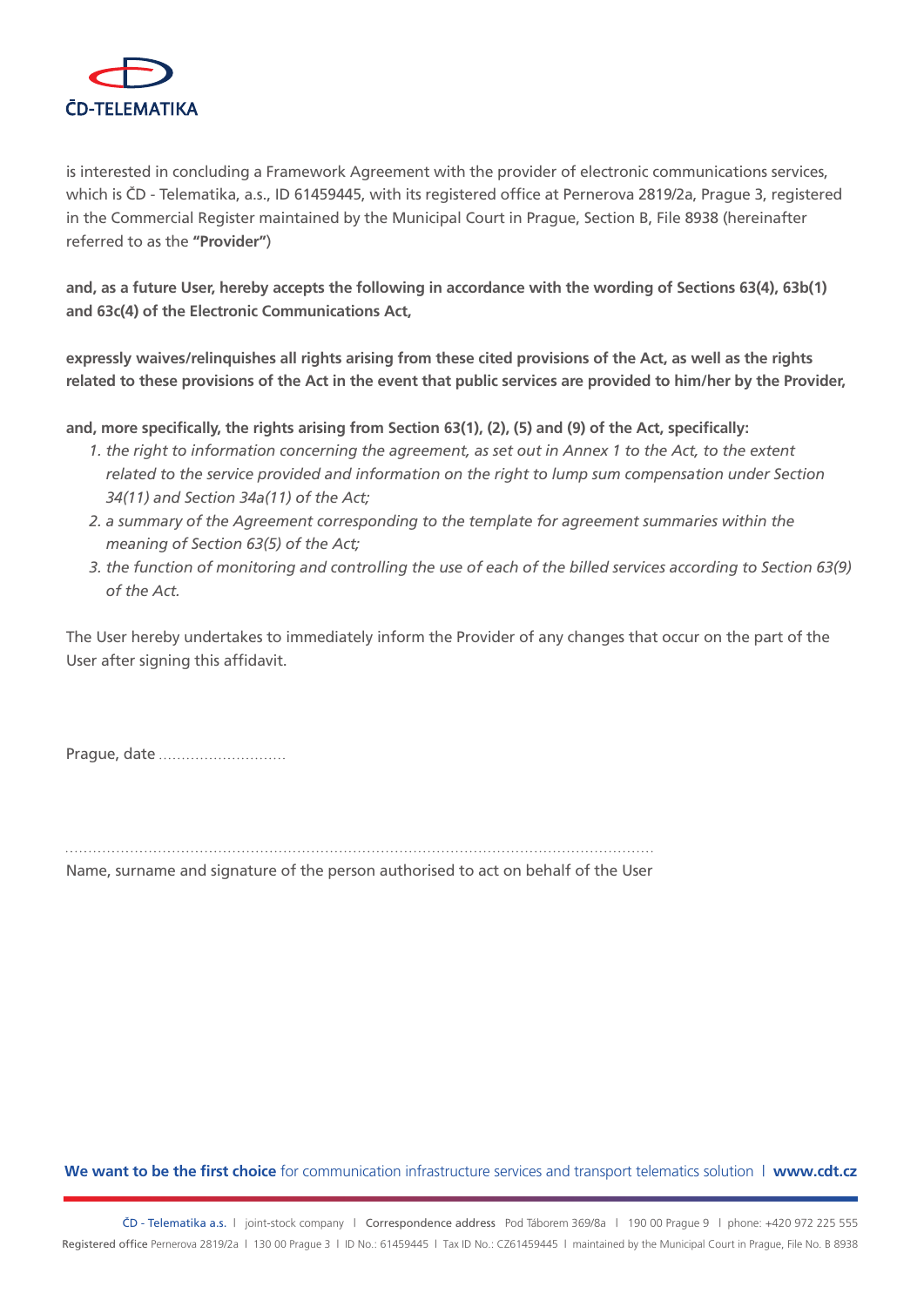is interested in concluding a Framework Agreement with the provider of electronic communications services, which is ČD - Telematika, a.s., ID 61459445, with its registered office at Pernerova 2819/2a, Prague 3, registered in the Commercial Register maintained by the Municipal Court in Prague, Section B, File 8938 (hereinafter referred to as the **"Provider"**)

**and, as a future User, hereby accepts the following in accordance with the wording of Sections 63(4), 63b(1) and 63c(4) of the Electronic Communications Act,**

**expressly waives/relinquishes all rights arising from these cited provisions of the Act, as well as the rights related to these provisions of the Act in the event that public services are provided to him/her by the Provider,**

**and, more specifically, the rights arising from Section 63(1), (2), (5) and (9) of the Act, specifically:**

1. *the right to information concerning the agreement, as set out in Annex 1 to the Act, to the extent related to the service provided and information on the right to lump sum compensation under Section 34(11) and Section 34a(11) of the Act;*
2. *a summary of the Agreement corresponding to the template for agreement summaries within the meaning of Section 63(5) of the Act;*
3. *the function of monitoring and controlling the use of each of the billed services according to Section 63(9) of the Act.*

The User hereby undertakes to immediately inform the Provider of any changes that occur on the part of the User after signing this affidavit.

Prague, date ...........................

.................................................................................................................

Name, surname and signature of the person authorised to act on behalf of the User